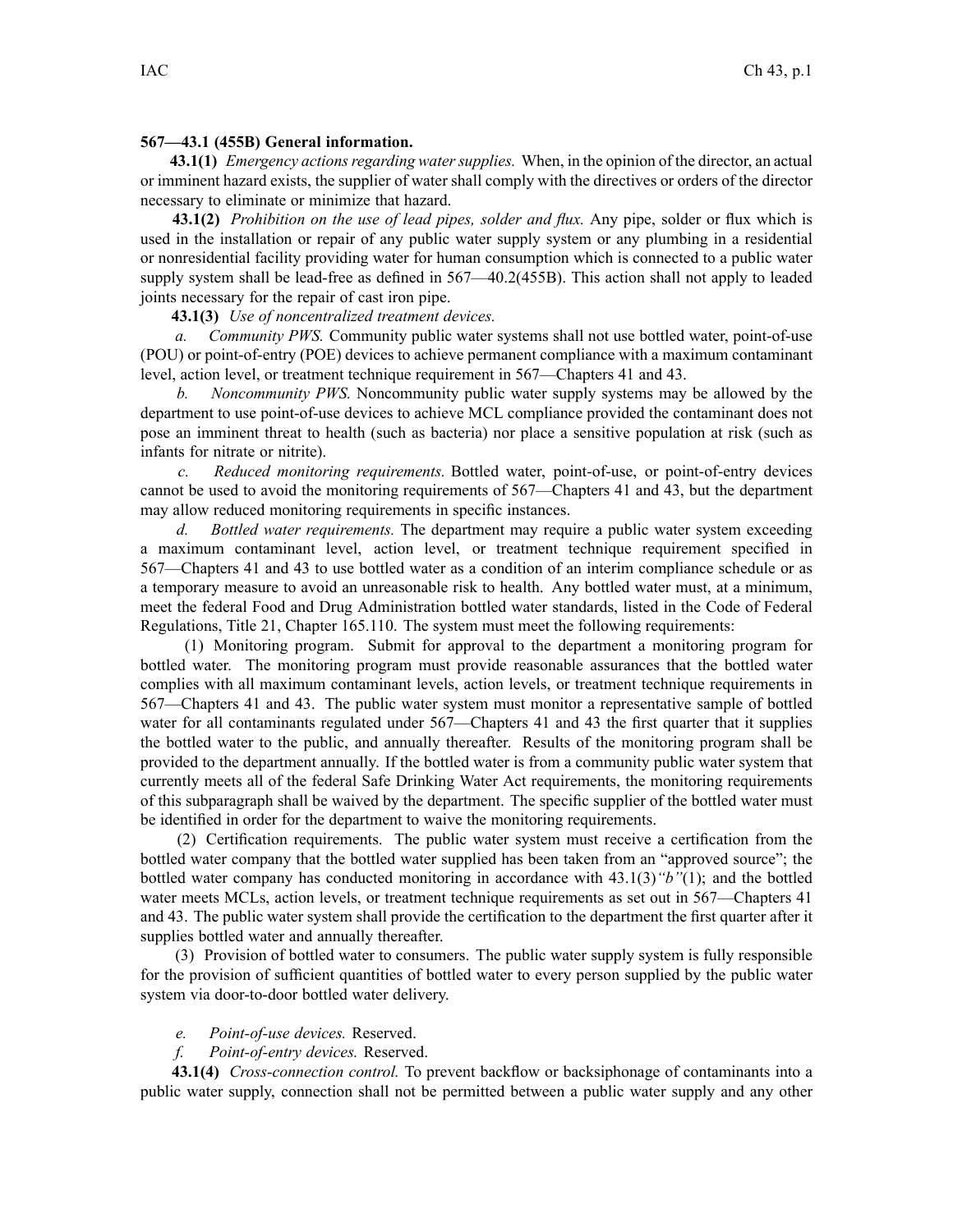**567—43.1 (455B) General information.**

**43.1(1)** *Emergency actions regarding water supplies.* When, in the opinion of the director, an actual or imminent hazard exists, the supplier of water shall comply with the directives or orders of the director necessary to eliminate or minimize that hazard.

**43.1(2)** *Prohibition on the use of lead pipes, solder and flux.* Any pipe, solder or flux which is used in the installation or repair of any public water supply system or any plumbing in a residential or nonresidential facility providing water for human consumption which is connected to a public water supply system shall be lead-free as defined in 567—40.2(455B). This action shall not apply to leaded joints necessary for the repair of cast iron pipe.

**43.1(3)** *Use of noncentralized treatment devices.*

*a. Community PWS.* Community public water systems shall not use bottled water, point-of-use (POU) or point-of-entry (POE) devices to achieve permanent compliance with a maximum contaminant level, action level, or treatment technique requirement in 567—Chapters 41 and 43.

*b. Noncommunity PWS.* Noncommunity public water supply systems may be allowed by the department to use point-of-use devices to achieve MCL compliance provided the contaminant does not pose an imminent threat to health (such as bacteria) nor place a sensitive population at risk (such as infants for nitrate or nitrite).

*c. Reduced monitoring requirements.* Bottled water, point-of-use, or point-of-entry devices cannot be used to avoid the monitoring requirements of 567—Chapters 41 and 43, but the department may allow reduced monitoring requirements in specific instances.

*d. Bottled water requirements.* The department may require a public water system exceeding a maximum contaminant level, action level, or treatment technique requirement specified in 567—Chapters 41 and 43 to use bottled water as a condition of an interim compliance schedule or as a temporary measure to avoid an unreasonable risk to health. Any bottled water must, at a minimum, meet the federal Food and Drug Administration bottled water standards, listed in the Code of Federal Regulations, Title 21, Chapter 165.110. The system must meet the following requirements:

(1) Monitoring program. Submit for approval to the department a monitoring program for bottled water. The monitoring program must provide reasonable assurances that the bottled water complies with all maximum contaminant levels, action levels, or treatment technique requirements in 567—Chapters 41 and 43. The public water system must monitor a representative sample of bottled water for all contaminants regulated under 567—Chapters 41 and 43 the first quarter that it supplies the bottled water to the public, and annually thereafter. Results of the monitoring program shall be provided to the department annually. If the bottled water is from a community public water system that currently meets all of the federal Safe Drinking Water Act requirements, the monitoring requirements of this subparagraph shall be waived by the department. The specific supplier of the bottled water must be identified in order for the department to waive the monitoring requirements.

(2) Certification requirements. The public water system must receive a certification from the bottled water company that the bottled water supplied has been taken from an "approved source"; the bottled water company has conducted monitoring in accordance with 43.1(3)*"b"*(1); and the bottled water meets MCLs, action levels, or treatment technique requirements as set out in 567—Chapters 41 and 43. The public water system shall provide the certification to the department the first quarter after it supplies bottled water and annually thereafter.

(3) Provision of bottled water to consumers. The public water supply system is fully responsible for the provision of sufficient quantities of bottled water to every person supplied by the public water system via door-to-door bottled water delivery.

*e. Point-of-use devices.* Reserved.

*f. Point-of-entry devices.* Reserved.

**43.1(4)** *Cross-connection control.* To prevent backflow or backsiphonage of contaminants into a public water supply, connection shall not be permitted between a public water supply and any other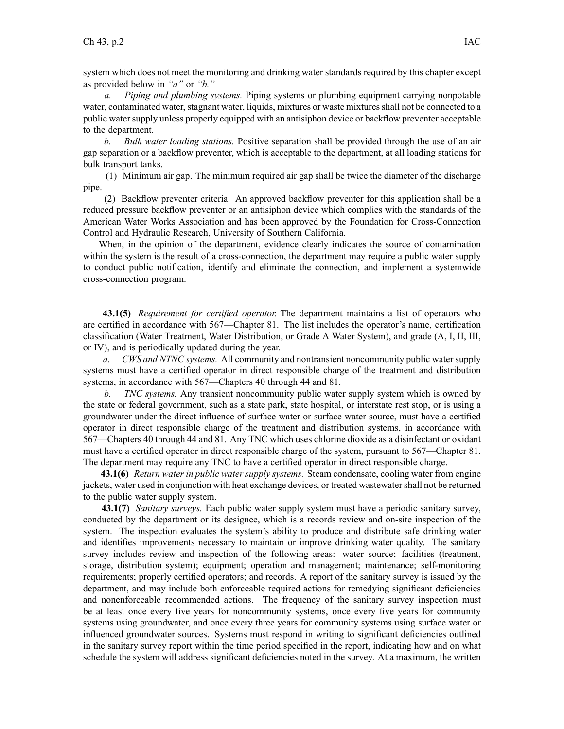system which does not meet the monitoring and drinking water standards required by this chapter except as provided below in *"a"* or *"b."*

*a. Piping and plumbing systems.* Piping systems or plumbing equipment carrying nonpotable water, contaminated water, stagnant water, liquids, mixtures or waste mixtures shall not be connected to a public water supply unless properly equipped with an antisiphon device or backflow preventer acceptable to the department.

*b. Bulk water loading stations.* Positive separation shall be provided through the use of an air gap separation or a backflow preventer, which is acceptable to the department, at all loading stations for bulk transport tanks.

(1) Minimum air gap. The minimum required air gap shall be twice the diameter of the discharge pipe.

(2) Backflow preventer criteria. An approved backflow preventer for this application shall be a reduced pressure backflow preventer or an antisiphon device which complies with the standards of the American Water Works Association and has been approved by the Foundation for Cross-Connection Control and Hydraulic Research, University of Southern California.

When, in the opinion of the department, evidence clearly indicates the source of contamination within the system is the result of a cross-connection, the department may require a public water supply to conduct public notification, identify and eliminate the connection, and implement a systemwide cross-connection program.

**43.1(5)** *Requirement for certified operator.* The department maintains a list of operators who are certified in accordance with 567—Chapter 81. The list includes the operator's name, certification classification (Water Treatment, Water Distribution, or Grade A Water System), and grade (A, I, II, III, or IV), and is periodically updated during the year.

*a. CWS and NTNC systems.* All community and nontransient noncommunity public water supply systems must have a certified operator in direct responsible charge of the treatment and distribution systems, in accordance with 567—Chapters 40 through 44 and 81.

*b. TNC systems.* Any transient noncommunity public water supply system which is owned by the state or federal government, such as a state park, state hospital, or interstate rest stop, or is using a groundwater under the direct influence of surface water or surface water source, must have a certified operator in direct responsible charge of the treatment and distribution systems, in accordance with 567—Chapters 40 through 44 and 81. Any TNC which uses chlorine dioxide as a disinfectant or oxidant must have a certified operator in direct responsible charge of the system, pursuant to 567—Chapter 81. The department may require any TNC to have a certified operator in direct responsible charge.

**43.1(6)** *Return water in public water supply systems.* Steam condensate, cooling water from engine jackets, water used in conjunction with heat exchange devices, or treated wastewater shall not be returned to the public water supply system.

**43.1(7)** *Sanitary surveys.* Each public water supply system must have a periodic sanitary survey, conducted by the department or its designee, which is a records review and on-site inspection of the system. The inspection evaluates the system's ability to produce and distribute safe drinking water and identifies improvements necessary to maintain or improve drinking water quality. The sanitary survey includes review and inspection of the following areas: water source; facilities (treatment, storage, distribution system); equipment; operation and management; maintenance; self-monitoring requirements; properly certified operators; and records. A report of the sanitary survey is issued by the department, and may include both enforceable required actions for remedying significant deficiencies and nonenforceable recommended actions. The frequency of the sanitary survey inspection must be at least once every five years for noncommunity systems, once every five years for community systems using groundwater, and once every three years for community systems using surface water or influenced groundwater sources. Systems must respond in writing to significant deficiencies outlined in the sanitary survey report within the time period specified in the report, indicating how and on what schedule the system will address significant deficiencies noted in the survey. At a maximum, the written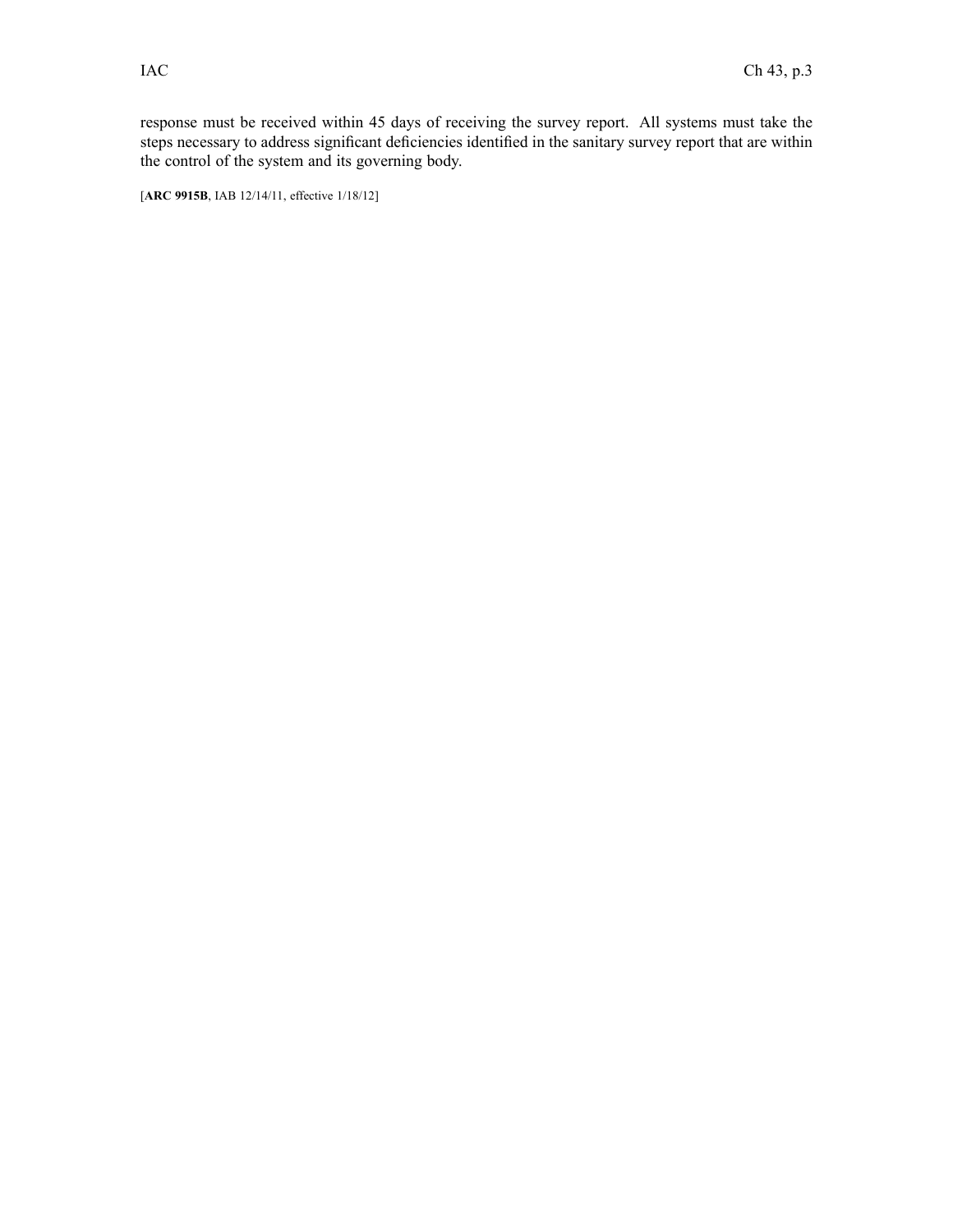response must be received within 45 days of receiving the survey report. All systems must take the steps necessary to address significant deficiencies identified in the sanitary survey report that are within the control of the system and its governing body.

[**ARC 9915B**, IAB 12/14/11, effective 1/18/12]